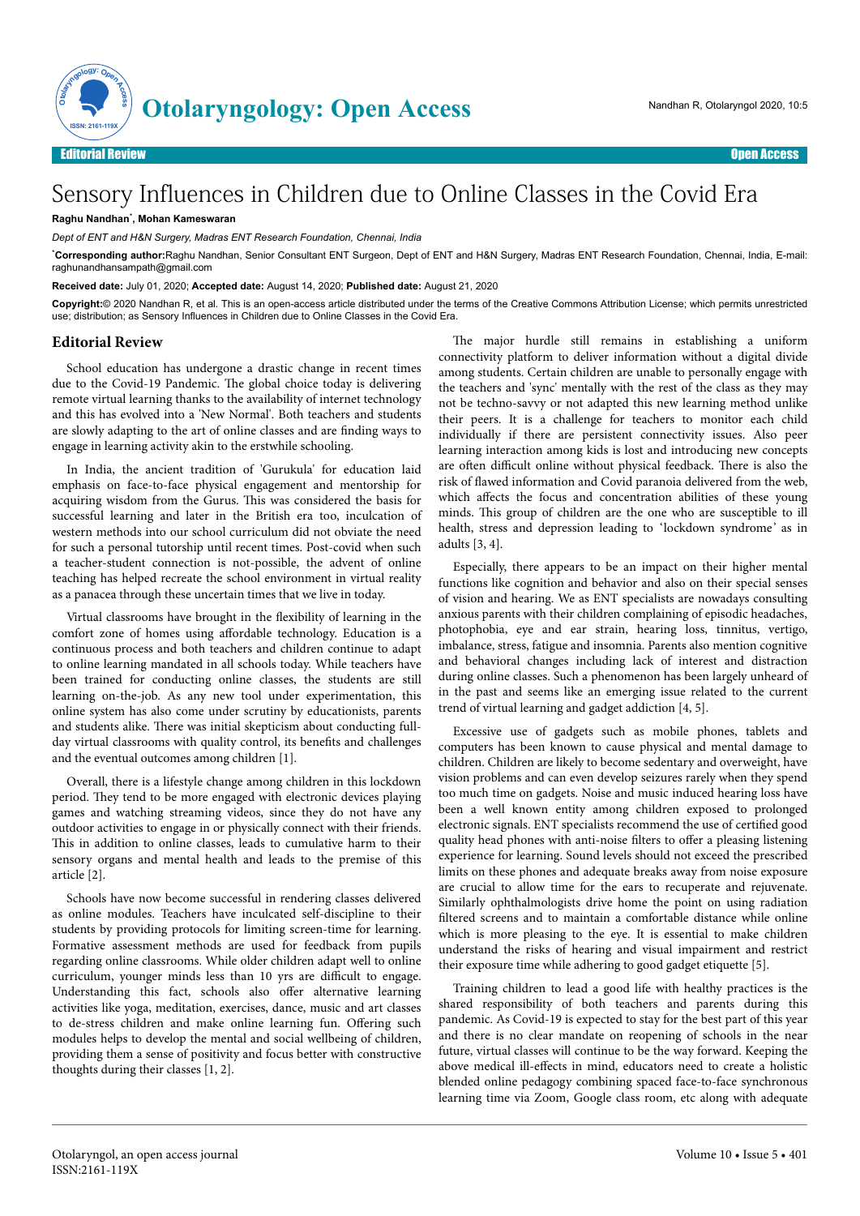Editorial Review

Open Access

# Sensory Influences in Children due to Online Classes in the Covid Era

**Raghu Nandhan**[*], **Mohan Kameswaran**

*Dept of ENT and H&N Surgery, Madras ENT Research Foundation, Chennai, India*

[*]**Corresponding author:** Raghu Nandhan, Senior Consultant ENT Surgeon, Dept of ENT and H&N Surgery, Madras ENT Research Foundation, Chennai, India, E-mail: raghunandhansampath@gmail.com

**Received date:** July 01, 2020; **Accepted date:** August 14, 2020; **Published date:** August 21, 2020

**Copyright:**© 2020 Nandhan R, et al. This is an open-access article distributed under the terms of the Creative Commons Attribution License; which permits unrestricted use; distribution; as Sensory Influences in Children due to Online Classes in the Covid Era.

## Editorial Review

School education has undergone a drastic change in recent times due to the Covid-19 Pandemic. The global choice today is delivering remote virtual learning thanks to the availability of internet technology and this has evolved into a 'New Normal'. Both teachers and students are slowly adapting to the art of online classes and are finding ways to engage in learning activity akin to the erstwhile schooling.

In India, the ancient tradition of 'Gurukula' for education laid emphasis on face-to-face physical engagement and mentorship for acquiring wisdom from the Gurus. This was considered the basis for successful learning and later in the British era too, inculcation of western methods into our school curriculum did not obviate the need for such a personal tutorship until recent times. Post-covid when such a teacher-student connection is not-possible, the advent of online teaching has helped recreate the school environment in virtual reality as a panacea through these uncertain times that we live in today.

Virtual classrooms have brought in the flexibility of learning in the comfort zone of homes using affordable technology. Education is a continuous process and both teachers and children continue to adapt to online learning mandated in all schools today. While teachers have been trained for conducting online classes, the students are still learning on-the-job. As any new tool under experimentation, this online system has also come under scrutiny by educationists, parents and students alike. There was initial skepticism about conducting full-day virtual classrooms with quality control, its benefits and challenges and the eventual outcomes among children [1].

Overall, there is a lifestyle change among children in this lockdown period. They tend to be more engaged with electronic devices playing games and watching streaming videos, since they do not have any outdoor activities to engage in or physically connect with their friends. This in addition to online classes, leads to cumulative harm to their sensory organs and mental health and leads to the premise of this article [2].

Schools have now become successful in rendering classes delivered as online modules. Teachers have inculcated self-discipline to their students by providing protocols for limiting screen-time for learning. Formative assessment methods are used for feedback from pupils regarding online classrooms. While older children adapt well to online curriculum, younger minds less than 10 yrs are difficult to engage. Understanding this fact, schools also offer alternative learning activities like yoga, meditation, exercises, dance, music and art classes to de-stress children and make online learning fun. Offering such modules helps to develop the mental and social wellbeing of children, providing them a sense of positivity and focus better with constructive thoughts during their classes [1, 2].

The major hurdle still remains in establishing a uniform connectivity platform to deliver information without a digital divide among students. Certain children are unable to personally engage with the teachers and 'sync' mentally with the rest of the class as they may not be techno-savvy or not adapted this new learning method unlike their peers. It is a challenge for teachers to monitor each child individually if there are persistent connectivity issues. Also peer learning interaction among kids is lost and introducing new concepts are often difficult online without physical feedback. There is also the risk of flawed information and Covid paranoia delivered from the web, which affects the focus and concentration abilities of these young minds. This group of children are the one who are susceptible to ill health, stress and depression leading to 'lockdown syndrome' as in adults [3, 4].

Especially, there appears to be an impact on their higher mental functions like cognition and behavior and also on their special senses of vision and hearing. We as ENT specialists are nowadays consulting anxious parents with their children complaining of episodic headaches, photophobia, eye and ear strain, hearing loss, tinnitus, vertigo, imbalance, stress, fatigue and insomnia. Parents also mention cognitive and behavioral changes including lack of interest and distraction during online classes. Such a phenomenon has been largely unheard of in the past and seems like an emerging issue related to the current trend of virtual learning and gadget addiction [4, 5].

Excessive use of gadgets such as mobile phones, tablets and computers has been known to cause physical and mental damage to children. Children are likely to become sedentary and overweight, have vision problems and can even develop seizures rarely when they spend too much time on gadgets. Noise and music induced hearing loss have been a well known entity among children exposed to prolonged electronic signals. ENT specialists recommend the use of certified good quality head phones with anti-noise filters to offer a pleasing listening experience for learning. Sound levels should not exceed the prescribed limits on these phones and adequate breaks away from noise exposure are crucial to allow time for the ears to recuperate and rejuvenate. Similarly ophthalmologists drive home the point on using radiation filtered screens and to maintain a comfortable distance while online which is more pleasing to the eye. It is essential to make children understand the risks of hearing and visual impairment and restrict their exposure time while adhering to good gadget etiquette [5].

Training children to lead a good life with healthy practices is the shared responsibility of both teachers and parents during this pandemic. As Covid-19 is expected to stay for the best part of this year and there is no clear mandate on reopening of schools in the near future, virtual classes will continue to be the way forward. Keeping the above medical ill-effects in mind, educators need to create a holistic blended online pedagogy combining spaced face-to-face synchronous learning time via Zoom, Google class room, etc along with adequate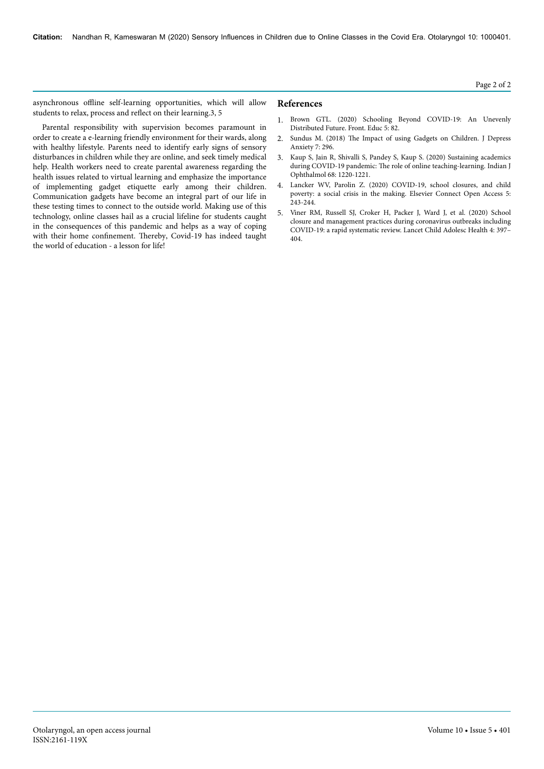asynchronous offline self-learning opportunities, which will allow students to relax, process and reflect on their learning.3, 5

Parental responsibility with supervision becomes paramount in order to create a e-learning friendly environment for their wards, along with healthy lifestyle. Parents need to identify early signs of sensory disturbances in children while they are online, and seek timely medical help. Health workers need to create parental awareness regarding the health issues related to virtual learning and emphasize the importance of implementing gadget etiquette early among their children. Communication gadgets have become an integral part of our life in these testing times to connect to the outside world. Making use of this technology, online classes hail as a crucial lifeline for students caught in the consequences of this pandemic and helps as a way of coping with their home confinement. Thereby, Covid-19 has indeed taught the world of education - a lesson for life!

## References

1. Brown GTL. (2020) Schooling Beyond COVID-19: An Unevenly Distributed Future. Front. Educ 5: 82.
2. Sundus M. (2018) The Impact of using Gadgets on Children. J Depress Anxiety 7: 296.
3. Kaup S, Jain R, Shivalli S, Pandey S, Kaup S. (2020) Sustaining academics during COVID-19 pandemic: The role of online teaching-learning. Indian J Ophthalmol 68: 1220-1221.
4. Lancker WV, Parolin Z. (2020) COVID-19, school closures, and child poverty: a social crisis in the making. Elsevier Connect Open Access 5: 243-244.
5. Viner RM, Russell SJ, Croker H, Packer J, Ward J, et al. (2020) School closure and management practices during coronavirus outbreaks including COVID-19: a rapid systematic review. Lancet Child Adolesc Health 4: 397–404.